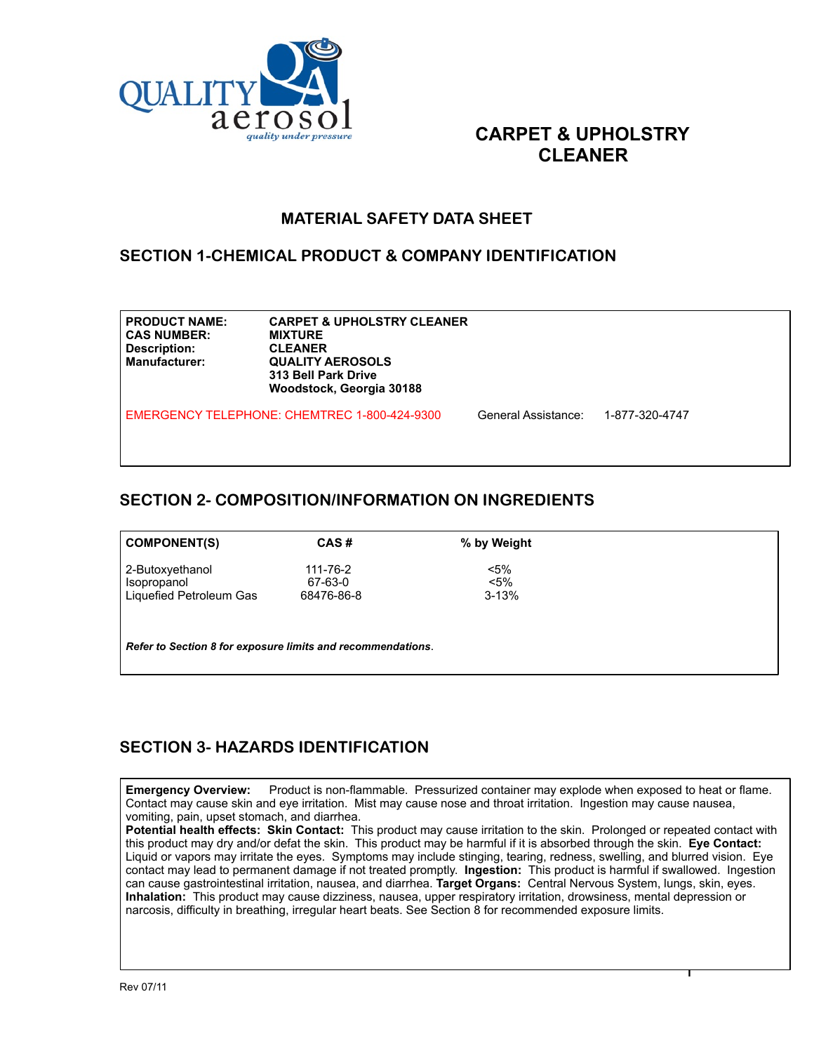QUALITY aerosol
*quality under pressure*

# CARPET & UPHOLSTRY CLEANER

## MATERIAL SAFETY DATA SHEET

## SECTION 1-CHEMICAL PRODUCT & COMPANY IDENTIFICATION

| | |
|---|---|
| **PRODUCT NAME:** | **CARPET & UPHOLSTRY CLEANER** |
| **CAS NUMBER:** | **MIXTURE** |
| **Description:** | **CLEANER** |
| **Manufacturer:** | **QUALITY AEROSOLS**<br>**313 Bell Park Drive**<br>**Woodstock, Georgia 30188** |

EMERGENCY TELEPHONE: CHEMTREC 1-800-424-9300 General Assistance: 1-877-320-4747

## SECTION 2- COMPOSITION/INFORMATION ON INGREDIENTS

| COMPONENT(S) | CAS # | % by Weight |
|---|---|---|
| 2-Butoxyethanol | 111-76-2 | <5% |
| Isopropanol | 67-63-0 | <5% |
| Liquefied Petroleum Gas | 68476-86-8 | 3-13% |

***Refer to Section 8 for exposure limits and recommendations***.

## SECTION 3- HAZARDS IDENTIFICATION

**Emergency Overview:** Product is non-flammable. Pressurized container may explode when exposed to heat or flame. Contact may cause skin and eye irritation. Mist may cause nose and throat irritation. Ingestion may cause nausea, vomiting, pain, upset stomach, and diarrhea.
**Potential health effects: Skin Contact:** This product may cause irritation to the skin. Prolonged or repeated contact with this product may dry and/or defat the skin. This product may be harmful if it is absorbed through the skin. **Eye Contact:** Liquid or vapors may irritate the eyes. Symptoms may include stinging, tearing, redness, swelling, and blurred vision. Eye contact may lead to permanent damage if not treated promptly. **Ingestion:** This product is harmful if swallowed. Ingestion can cause gastrointestinal irritation, nausea, and diarrhea. **Target Organs:** Central Nervous System, lungs, skin, eyes. **Inhalation:** This product may cause dizziness, nausea, upper respiratory irritation, drowsiness, mental depression or narcosis, difficulty in breathing, irregular heart beats. See Section 8 for recommended exposure limits.

Rev 07/11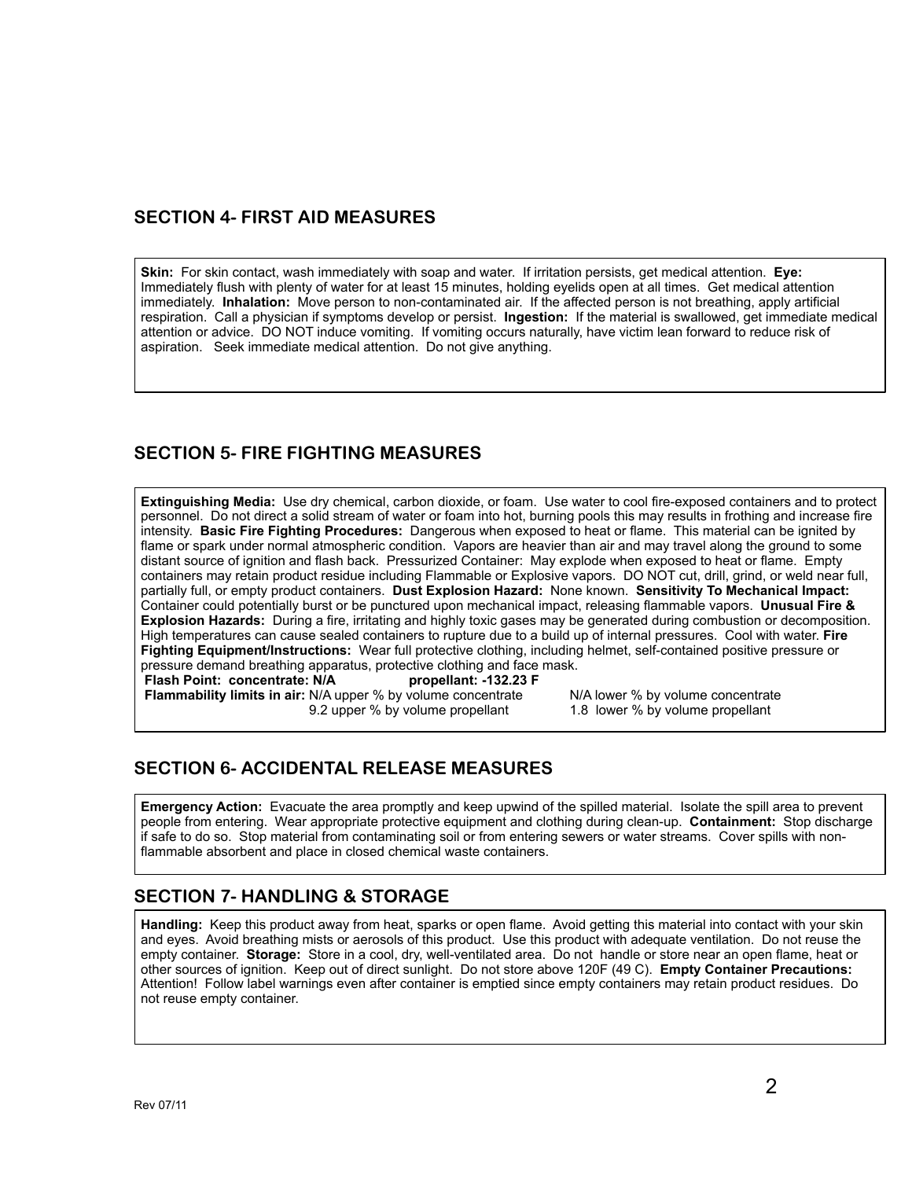## SECTION 4- FIRST AID MEASURES

**Skin:** For skin contact, wash immediately with soap and water. If irritation persists, get medical attention. **Eye:** Immediately flush with plenty of water for at least 15 minutes, holding eyelids open at all times. Get medical attention immediately. **Inhalation:** Move person to non-contaminated air. If the affected person is not breathing, apply artificial respiration. Call a physician if symptoms develop or persist. **Ingestion:** If the material is swallowed, get immediate medical attention or advice. DO NOT induce vomiting. If vomiting occurs naturally, have victim lean forward to reduce risk of aspiration. Seek immediate medical attention. Do not give anything.

## SECTION 5- FIRE FIGHTING MEASURES

**Extinguishing Media:** Use dry chemical, carbon dioxide, or foam. Use water to cool fire-exposed containers and to protect personnel. Do not direct a solid stream of water or foam into hot, burning pools this may results in frothing and increase fire intensity. **Basic Fire Fighting Procedures:** Dangerous when exposed to heat or flame. This material can be ignited by flame or spark under normal atmospheric condition. Vapors are heavier than air and may travel along the ground to some distant source of ignition and flash back. Pressurized Container: May explode when exposed to heat or flame. Empty containers may retain product residue including Flammable or Explosive vapors. DO NOT cut, drill, grind, or weld near full, partially full, or empty product containers. **Dust Explosion Hazard:** None known. **Sensitivity To Mechanical Impact:** Container could potentially burst or be punctured upon mechanical impact, releasing flammable vapors. **Unusual Fire & Explosion Hazards:** During a fire, irritating and highly toxic gases may be generated during combustion or decomposition. High temperatures can cause sealed containers to rupture due to a build up of internal pressures. Cool with water. **Fire Fighting Equipment/Instructions:** Wear full protective clothing, including helmet, self-contained positive pressure or pressure demand breathing apparatus, protective clothing and face mask.

**Flash Point: concentrate: N/A propellant: -132.23 F**

**Flammability limits in air:** N/A upper % by volume concentrate N/A lower % by volume concentrate
9.2 upper % by volume propellant 1.8 lower % by volume propellant

## SECTION 6- ACCIDENTAL RELEASE MEASURES

**Emergency Action:** Evacuate the area promptly and keep upwind of the spilled material. Isolate the spill area to prevent people from entering. Wear appropriate protective equipment and clothing during clean-up. **Containment:** Stop discharge if safe to do so. Stop material from contaminating soil or from entering sewers or water streams. Cover spills with non-flammable absorbent and place in closed chemical waste containers.

## SECTION 7- HANDLING & STORAGE

**Handling:** Keep this product away from heat, sparks or open flame. Avoid getting this material into contact with your skin and eyes. Avoid breathing mists or aerosols of this product. Use this product with adequate ventilation. Do not reuse the empty container. **Storage:** Store in a cool, dry, well-ventilated area. Do not handle or store near an open flame, heat or other sources of ignition. Keep out of direct sunlight. Do not store above 120F (49 C). **Empty Container Precautions:** Attention! Follow label warnings even after container is emptied since empty containers may retain product residues. Do not reuse empty container.

Rev 07/11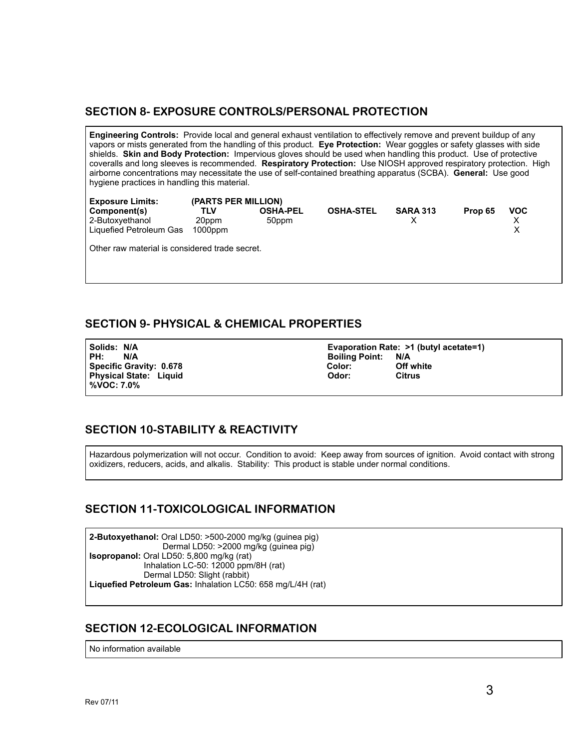## SECTION 8- EXPOSURE CONTROLS/PERSONAL PROTECTION

**Engineering Controls:** Provide local and general exhaust ventilation to effectively remove and prevent buildup of any vapors or mists generated from the handling of this product. **Eye Protection:** Wear goggles or safety glasses with side shields. **Skin and Body Protection:** Impervious gloves should be used when handling this product. Use of protective coveralls and long sleeves is recommended. **Respiratory Protection:** Use NIOSH approved respiratory protection. High airborne concentrations may necessitate the use of self-contained breathing apparatus (SCBA). **General:** Use good hygiene practices in handling this material.

**Exposure Limits: (PARTS PER MILLION)**

| Component(s) | TLV | OSHA-PEL | OSHA-STEL | SARA 313 | Prop 65 | VOC |
|---|---|---|---|---|---|---|
| 2-Butoxyethanol | 20ppm | 50ppm | | X | | X |
| Liquefied Petroleum Gas | 1000ppm | | | | | X |

Other raw material is considered trade secret.

## SECTION 9- PHYSICAL & CHEMICAL PROPERTIES

**Solids: N/A**
**PH: N/A**
**Specific Gravity: 0.678**
**Physical State: Liquid**
**%VOC: 7.0%**

**Evaporation Rate: >1 (butyl acetate=1)**
**Boiling Point: N/A**
**Color: Off white**
**Odor: Citrus**

## SECTION 10-STABILITY & REACTIVITY

Hazardous polymerization will not occur. Condition to avoid: Keep away from sources of ignition. Avoid contact with strong oxidizers, reducers, acids, and alkalis. Stability: This product is stable under normal conditions.

## SECTION 11-TOXICOLOGICAL INFORMATION

**2-Butoxyethanol:** Oral LD50: >500-2000 mg/kg (guinea pig)
Dermal LD50: >2000 mg/kg (guinea pig)
**Isopropanol:** Oral LD50: 5,800 mg/kg (rat)
Inhalation LC-50: 12000 ppm/8H (rat)
Dermal LD50: Slight (rabbit)
**Liquefied Petroleum Gas:** Inhalation LC50: 658 mg/L/4H (rat)

## SECTION 12-ECOLOGICAL INFORMATION

No information available

Rev 07/11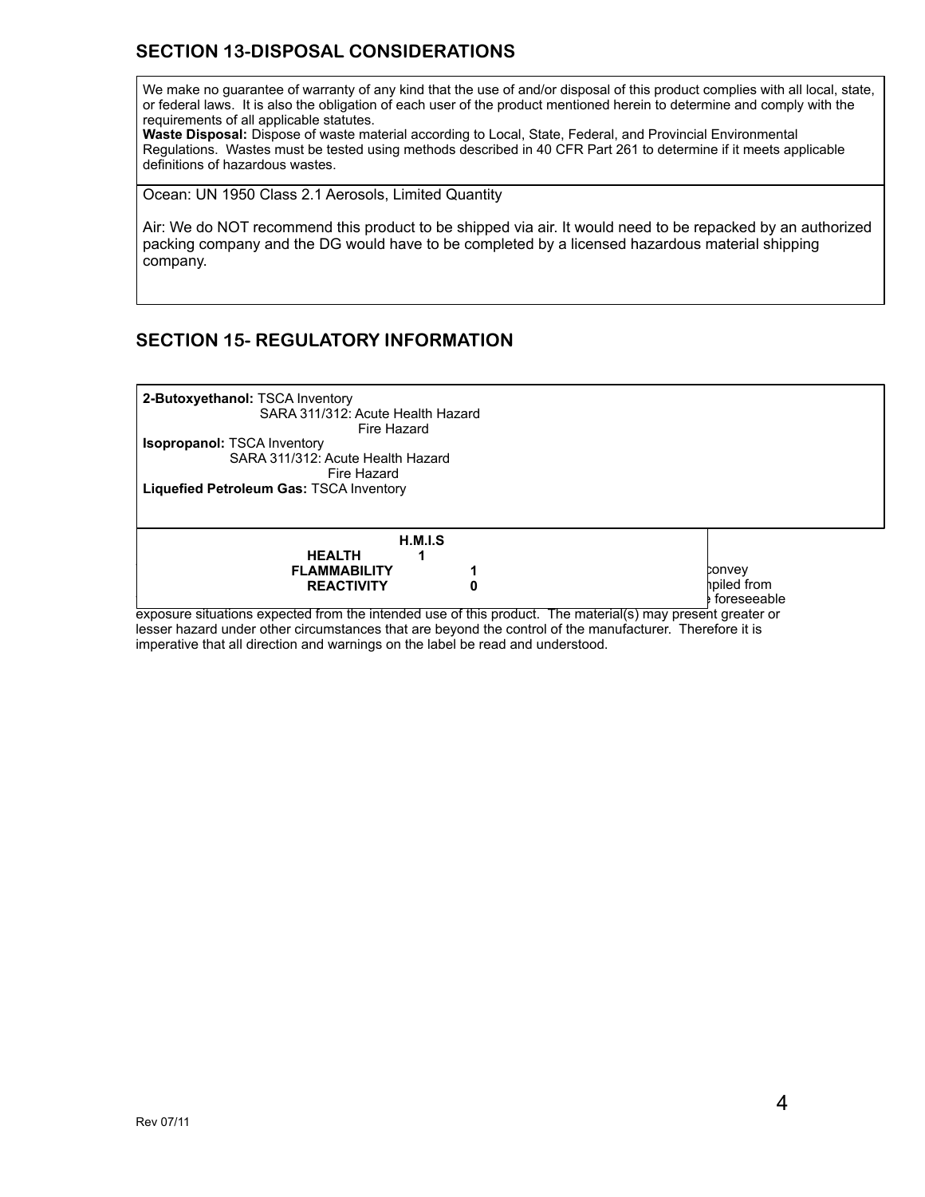## SECTION 13-DISPOSAL CONSIDERATIONS

We make no guarantee of warranty of any kind that the use of and/or disposal of this product complies with all local, state, or federal laws. It is also the obligation of each user of the product mentioned herein to determine and comply with the requirements of all applicable statutes.

**Waste Disposal:** Dispose of waste material according to Local, State, Federal, and Provincial Environmental Regulations. Wastes must be tested using methods described in 40 CFR Part 261 to determine if it meets applicable definitions of hazardous wastes.

Ocean: UN 1950 Class 2.1 Aerosols, Limited Quantity

Air: We do NOT recommend this product to be shipped via air. It would need to be repacked by an authorized packing company and the DG would have to be completed by a licensed hazardous material shipping company.

## SECTION 15- REGULATORY INFORMATION

**2-Butoxyethanol:** TSCA Inventory
SARA 311/312: Acute Health Hazard
Fire Hazard

**Isopropanol:** TSCA Inventory
SARA 311/312: Acute Health Hazard
Fire Hazard

**Liquefied Petroleum Gas:** TSCA Inventory

| H.M.I.S | |
|---|---|
| **HEALTH** | **1** |
| **FLAMMABILITY** | **1** |
| **REACTIVITY** | **0** |

convey npiled from foreseeable exposure situations expected from the intended use of this product. The material(s) may present greater or lesser hazard under other circumstances that are beyond the control of the manufacturer. Therefore it is imperative that all direction and warnings on the label be read and understood.

Rev 07/11